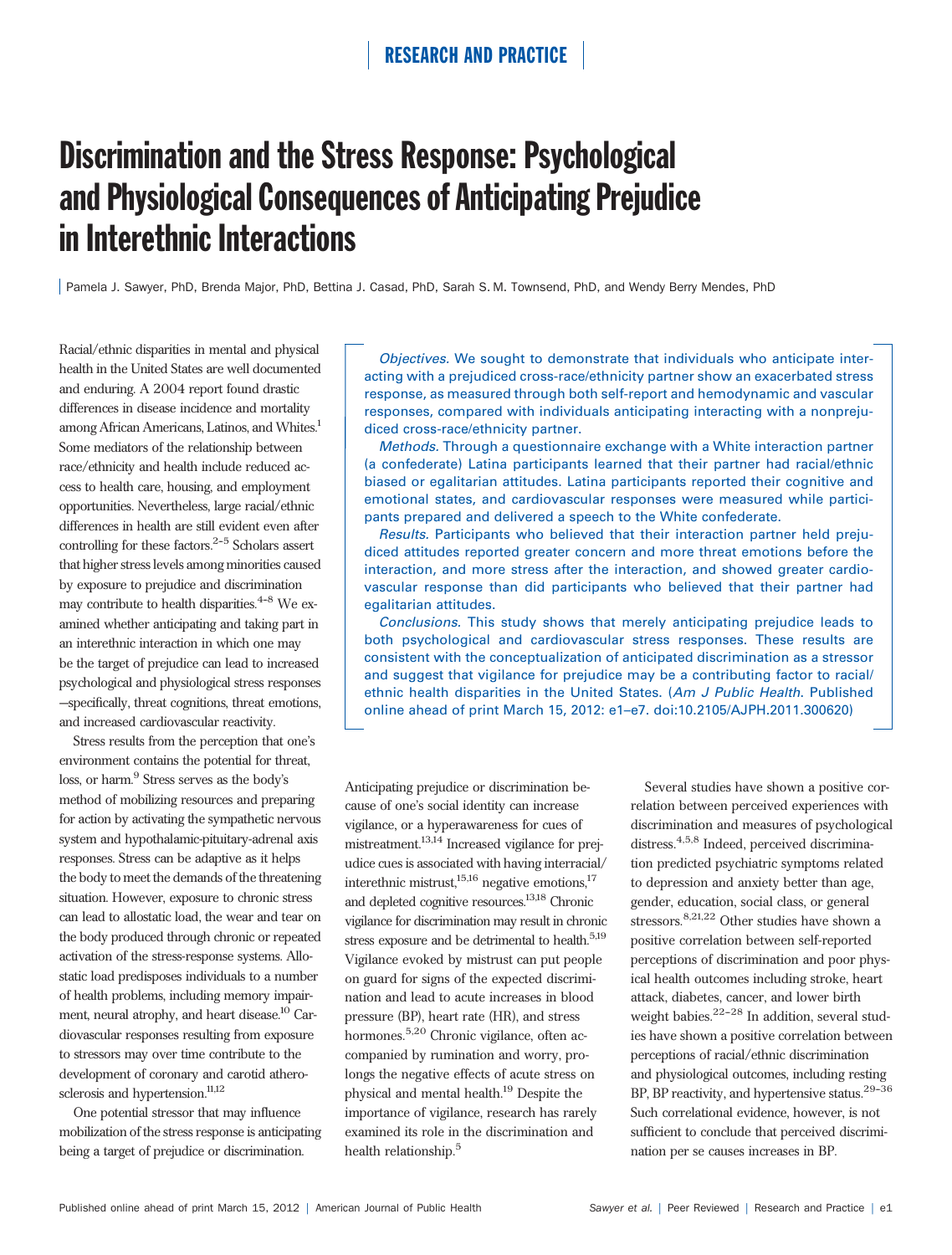# Discrimination and the Stress Response: Psychological and Physiological Consequences of Anticipating Prejudice in Interethnic Interactions

Pamela J. Sawyer, PhD, Brenda Major, PhD, Bettina J. Casad, PhD, Sarah S. M. Townsend, PhD, and Wendy Berry Mendes, PhD

*Objectives.* We sought to demonstrate that individuals who anticipate interacting with a prejudiced cross-race/ethnicity partner show an exacerbated stress response, as measured through both self-report and hemodynamic and vascular responses, compared with individuals anticipating interacting with a nonprejudiced cross-race/ethnicity partner.

*Methods.* Through a questionnaire exchange with a White interaction partner (a confederate) Latina participants learned that their partner had racial/ethnic biased or egalitarian attitudes. Latina participants reported their cognitive and emotional states, and cardiovascular responses were measured while participants prepared and delivered a speech to the White confederate.

*Results.* Participants who believed that their interaction partner held prejudiced attitudes reported greater concern and more threat emotions before the interaction, and more stress after the interaction, and showed greater cardiovascular response than did participants who believed that their partner had egalitarian attitudes.

*Conclusions.* This study shows that merely anticipating prejudice leads to both psychological and cardiovascular stress responses. These results are consistent with the conceptualization of anticipated discrimination as a stressor and suggest that vigilance for prejudice may be a contributing factor to racial/ethnic health disparities in the United States. (*Am J Public Health*. Published online ahead of print March 15, 2012: e1–e7. doi:10.2105/AJPH.2011.300620)

Racial/ethnic disparities in mental and physical health in the United States are well documented and enduring. A 2004 report found drastic differences in disease incidence and mortality among African Americans, Latinos, and Whites.[1] Some mediators of the relationship between race/ethnicity and health include reduced access to health care, housing, and employment opportunities. Nevertheless, large racial/ethnic differences in health are still evident even after controlling for these factors.[2–5] Scholars assert that higher stress levels among minorities caused by exposure to prejudice and discrimination may contribute to health disparities.[4–8] We examined whether anticipating and taking part in an interethnic interaction in which one may be the target of prejudice can lead to increased psychological and physiological stress responses—specifically, threat cognitions, threat emotions, and increased cardiovascular reactivity.

Stress results from the perception that one's environment contains the potential for threat, loss, or harm.[9] Stress serves as the body's method of mobilizing resources and preparing for action by activating the sympathetic nervous system and hypothalamic-pituitary-adrenal axis responses. Stress can be adaptive as it helps the body to meet the demands of the threatening situation. However, exposure to chronic stress can lead to allostatic load, the wear and tear on the body produced through chronic or repeated activation of the stress-response systems. Allostatic load predisposes individuals to a number of health problems, including memory impairment, neural atrophy, and heart disease.[10] Cardiovascular responses resulting from exposure to stressors may over time contribute to the development of coronary and carotid atherosclerosis and hypertension.[11,12]

One potential stressor that may influence mobilization of the stress response is anticipating being a target of prejudice or discrimination. Anticipating prejudice or discrimination because of one's social identity can increase vigilance, or a hyperawareness for cues of mistreatment.[13,14] Increased vigilance for prejudice cues is associated with having interracial/interethnic mistrust,[15,16] negative emotions,[17] and depleted cognitive resources.[13,18] Chronic vigilance for discrimination may result in chronic stress exposure and be detrimental to health.[5,19] Vigilance evoked by mistrust can put people on guard for signs of the expected discrimination and lead to acute increases in blood pressure (BP), heart rate (HR), and stress hormones.[5,20] Chronic vigilance, often accompanied by rumination and worry, prolongs the negative effects of acute stress on physical and mental health.[19] Despite the importance of vigilance, research has rarely examined its role in the discrimination and health relationship.[5]

Several studies have shown a positive correlation between perceived experiences with discrimination and measures of psychological distress.[4,5,8] Indeed, perceived discrimination predicted psychiatric symptoms related to depression and anxiety better than age, gender, education, social class, or general stressors.[8,21,22] Other studies have shown a positive correlation between self-reported perceptions of discrimination and poor physical health outcomes including stroke, heart attack, diabetes, cancer, and lower birth weight babies.[22–28] In addition, several studies have shown a positive correlation between perceptions of racial/ethnic discrimination and physiological outcomes, including resting BP, BP reactivity, and hypertensive status.[29–36] Such correlational evidence, however, is not sufficient to conclude that perceived discrimination per se causes increases in BP.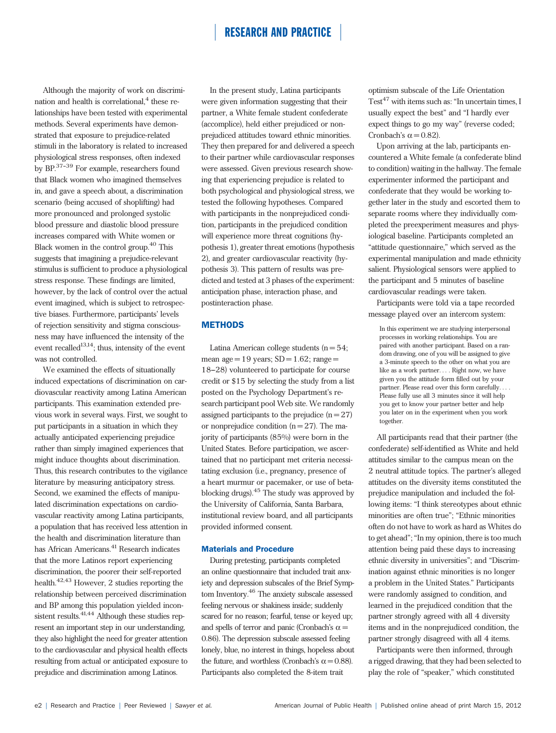Although the majority of work on discrimination and health is correlational,[4] these relationships have been tested with experimental methods. Several experiments have demonstrated that exposure to prejudice-related stimuli in the laboratory is related to increased physiological stress responses, often indexed by BP.[37–39] For example, researchers found that Black women who imagined themselves in, and gave a speech about, a discrimination scenario (being accused of shoplifting) had more pronounced and prolonged systolic blood pressure and diastolic blood pressure increases compared with White women or Black women in the control group.[40] This suggests that imagining a prejudice-relevant stimulus is sufficient to produce a physiological stress response. These findings are limited, however, by the lack of control over the actual event imagined, which is subject to retrospective biases. Furthermore, participants' levels of rejection sensitivity and stigma consciousness may have influenced the intensity of the event recalled[13,14]; thus, intensity of the event was not controlled.

We examined the effects of situationally induced expectations of discrimination on cardiovascular reactivity among Latina American participants. This examination extended previous work in several ways. First, we sought to put participants in a situation in which they actually anticipated experiencing prejudice rather than simply imagined experiences that might induce thoughts about discrimination. Thus, this research contributes to the vigilance literature by measuring anticipatory stress. Second, we examined the effects of manipulated discrimination expectations on cardiovascular reactivity among Latina participants, a population that has received less attention in the health and discrimination literature than has African Americans.[41] Research indicates that the more Latinos report experiencing discrimination, the poorer their self-reported health.[42,43] However, 2 studies reporting the relationship between perceived discrimination and BP among this population yielded inconsistent results.[41,44] Although these studies represent an important step in our understanding, they also highlight the need for greater attention to the cardiovascular and physical health effects resulting from actual or anticipated exposure to prejudice and discrimination among Latinos.

In the present study, Latina participants were given information suggesting that their partner, a White female student confederate (accomplice), held either prejudiced or nonprejudiced attitudes toward ethnic minorities. They then prepared for and delivered a speech to their partner while cardiovascular responses were assessed. Given previous research showing that experiencing prejudice is related to both psychological and physiological stress, we tested the following hypotheses. Compared with participants in the nonprejudiced condition, participants in the prejudiced condition will experience more threat cognitions (hypothesis 1), greater threat emotions (hypothesis 2), and greater cardiovascular reactivity (hypothesis 3). This pattern of results was predicted and tested at 3 phases of the experiment: anticipation phase, interaction phase, and postinteraction phase.

## METHODS

Latina American college students ($n = 54$; mean age = 19 years; SD = 1.62; range = 18–28) volunteered to participate for course credit or $15 by selecting the study from a list posted on the Psychology Department's research participant pool Web site. We randomly assigned participants to the prejudice ($n = 27$) or nonprejudice condition ($n = 27$). The majority of participants (85%) were born in the United States. Before participation, we ascertained that no participant met criteria necessitating exclusion (i.e., pregnancy, presence of a heart murmur or pacemaker, or use of beta-blocking drugs).[45] The study was approved by the University of California, Santa Barbara, institutional review board, and all participants provided informed consent.

### Materials and Procedure

During pretesting, participants completed an online questionnaire that included trait anxiety and depression subscales of the Brief Symptom Inventory.[46] The anxiety subscale assessed feeling nervous or shakiness inside; suddenly scared for no reason; fearful, tense or keyed up; and spells of terror and panic (Cronbach's $\alpha = 0.86$). The depression subscale assessed feeling lonely, blue, no interest in things, hopeless about the future, and worthless (Cronbach's $\alpha = 0.88$). Participants also completed the 8-item trait optimism subscale of the Life Orientation Test[47] with items such as: "In uncertain times, I usually expect the best" and "I hardly ever expect things to go my way" (reverse coded; Cronbach's $\alpha = 0.82$).

Upon arriving at the lab, participants encountered a White female (a confederate blind to condition) waiting in the hallway. The female experimenter informed the participant and confederate that they would be working together later in the study and escorted them to separate rooms where they individually completed the preexperiment measures and physiological baseline. Participants completed an "attitude questionnaire," which served as the experimental manipulation and made ethnicity salient. Physiological sensors were applied to the participant and 5 minutes of baseline cardiovascular readings were taken.

Participants were told via a tape recorded message played over an intercom system:

> In this experiment we are studying interpersonal processes in working relationships. You are paired with another participant. Based on a random drawing, one of you will be assigned to give a 3-minute speech to the other on what you are like as a work partner. . . . Right now, we have given you the attitude form filled out by your partner. Please read over this form carefully. . . . Please fully use all 3 minutes since it will help you get to know your partner better and help you later on in the experiment when you work together.

All participants read that their partner (the confederate) self-identified as White and held attitudes similar to the campus mean on the 2 neutral attitude topics. The partner's alleged attitudes on the diversity items constituted the prejudice manipulation and included the following items: "I think stereotypes about ethnic minorities are often true"; "Ethnic minorities often do not have to work as hard as Whites do to get ahead"; "In my opinion, there is too much attention being paid these days to increasing ethnic diversity in universities"; and "Discrimination against ethnic minorities is no longer a problem in the United States." Participants were randomly assigned to condition, and learned in the prejudiced condition that the partner strongly agreed with all 4 diversity items and in the nonprejudiced condition, the partner strongly disagreed with all 4 items.

Participants were then informed, through a rigged drawing, that they had been selected to play the role of "speaker," which constituted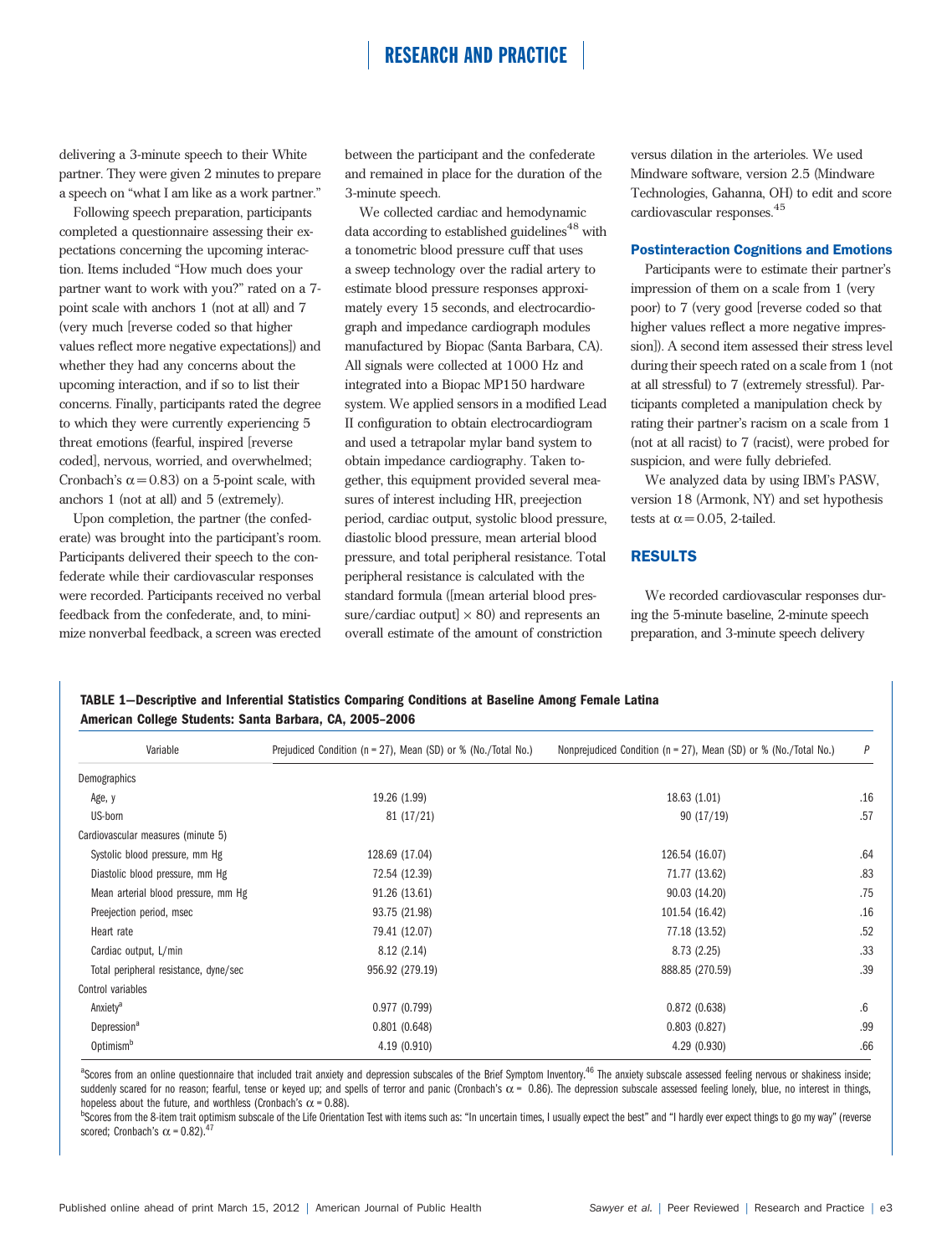delivering a 3-minute speech to their White partner. They were given 2 minutes to prepare a speech on "what I am like as a work partner."

Following speech preparation, participants completed a questionnaire assessing their expectations concerning the upcoming interaction. Items included "How much does your partner want to work with you?" rated on a 7-point scale with anchors 1 (not at all) and 7 (very much [reverse coded so that higher values reflect more negative expectations]) and whether they had any concerns about the upcoming interaction, and if so to list their concerns. Finally, participants rated the degree to which they were currently experiencing 5 threat emotions (fearful, inspired [reverse coded], nervous, worried, and overwhelmed; Cronbach's $\alpha = 0.83$) on a 5-point scale, with anchors 1 (not at all) and 5 (extremely).

Upon completion, the partner (the confederate) was brought into the participant's room. Participants delivered their speech to the confederate while their cardiovascular responses were recorded. Participants received no verbal feedback from the confederate, and, to minimize nonverbal feedback, a screen was erected between the participant and the confederate and remained in place for the duration of the 3-minute speech.

We collected cardiac and hemodynamic data according to established guidelines[48] with a tonometric blood pressure cuff that uses a sweep technology over the radial artery to estimate blood pressure responses approximately every 15 seconds, and electrocardiograph and impedance cardiograph modules manufactured by Biopac (Santa Barbara, CA). All signals were collected at 1000 Hz and integrated into a Biopac MP150 hardware system. We applied sensors in a modified Lead II configuration to obtain electrocardiogram and used a tetrapolar mylar band system to obtain impedance cardiography. Taken together, this equipment provided several measures of interest including HR, preejection period, cardiac output, systolic blood pressure, diastolic blood pressure, mean arterial blood pressure, and total peripheral resistance. Total peripheral resistance is calculated with the standard formula ([mean arterial blood pressure/cardiac output] $\times$ 80) and represents an overall estimate of the amount of constriction versus dilation in the arterioles. We used Mindware software, version 2.5 (Mindware Technologies, Gahanna, OH) to edit and score cardiovascular responses.[45]

### Postinteraction Cognitions and Emotions

Participants were to estimate their partner's impression of them on a scale from 1 (very poor) to 7 (very good [reverse coded so that higher values reflect a more negative impression]). A second item assessed their stress level during their speech rated on a scale from 1 (not at all stressful) to 7 (extremely stressful). Participants completed a manipulation check by rating their partner's racism on a scale from 1 (not at all racist) to 7 (racist), were probed for suspicion, and were fully debriefed.

We analyzed data by using IBM's PASW, version 18 (Armonk, NY) and set hypothesis tests at $\alpha = 0.05$, 2-tailed.

## RESULTS

We recorded cardiovascular responses during the 5-minute baseline, 2-minute speech preparation, and 3-minute speech delivery

**TABLE 1—Descriptive and Inferential Statistics Comparing Conditions at Baseline Among Female Latina American College Students: Santa Barbara, CA, 2005–2006**

| Variable | Prejudiced Condition (n = 27), Mean (SD) or % (No./Total No.) | Nonprejudiced Condition (n = 27), Mean (SD) or % (No./Total No.) | P |
|---|---|---|---|
| Demographics | | | |
| Age, y | 19.26 (1.99) | 18.63 (1.01) | .16 |
| US-born | 81 (17/21) | 90 (17/19) | .57 |
| Cardiovascular measures (minute 5) | | | |
| Systolic blood pressure, mm Hg | 128.69 (17.04) | 126.54 (16.07) | .64 |
| Diastolic blood pressure, mm Hg | 72.54 (12.39) | 71.77 (13.62) | .83 |
| Mean arterial blood pressure, mm Hg | 91.26 (13.61) | 90.03 (14.20) | .75 |
| Preejection period, msec | 93.75 (21.98) | 101.54 (16.42) | .16 |
| Heart rate | 79.41 (12.07) | 77.18 (13.52) | .52 |
| Cardiac output, L/min | 8.12 (2.14) | 8.73 (2.25) | .33 |
| Total peripheral resistance, dyne/sec | 956.92 (279.19) | 888.85 (270.59) | .39 |
| Control variables | | | |
| Anxiety[a] | 0.977 (0.799) | 0.872 (0.638) | .6 |
| Depression[a] | 0.801 (0.648) | 0.803 (0.827) | .99 |
| Optimism[b] | 4.19 (0.910) | 4.29 (0.930) | .66 |

[a]Scores from an online questionnaire that included trait anxiety and depression subscales of the Brief Symptom Inventory.[46] The anxiety subscale assessed feeling nervous or shakiness inside; suddenly scared for no reason; fearful, tense or keyed up; and spells of terror and panic (Cronbach's $\alpha$ = 0.86). The depression subscale assessed feeling lonely, blue, no interest in things, hopeless about the future, and worthless (Cronbach's $\alpha$ = 0.88).

[b]Scores from the 8-item trait optimism subscale of the Life Orientation Test with items such as: "In uncertain times, I usually expect the best" and "I hardly ever expect things to go my way" (reverse scored; Cronbach's $\alpha$ = 0.82).[47]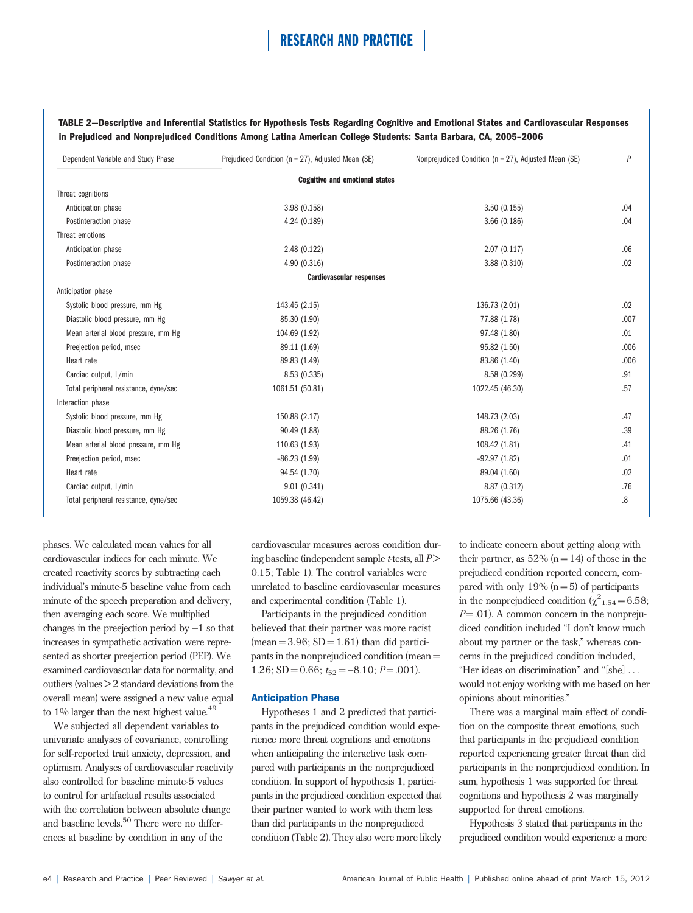**TABLE 2—Descriptive and Inferential Statistics for Hypothesis Tests Regarding Cognitive and Emotional States and Cardiovascular Responses in Prejudiced and Nonprejudiced Conditions Among Latina American College Students: Santa Barbara, CA, 2005–2006**

| Dependent Variable and Study Phase | Prejudiced Condition (n = 27), Adjusted Mean (SE) | Nonprejudiced Condition (n = 27), Adjusted Mean (SE) | P |
|---|---|---|---|
| | **Cognitive and emotional states** | | |
| Threat cognitions | | | |
| Anticipation phase | 3.98 (0.158) | 3.50 (0.155) | .04 |
| Postinteraction phase | 4.24 (0.189) | 3.66 (0.186) | .04 |
| Threat emotions | | | |
| Anticipation phase | 2.48 (0.122) | 2.07 (0.117) | .06 |
| Postinteraction phase | 4.90 (0.316) | 3.88 (0.310) | .02 |
| | **Cardiovascular responses** | | |
| Anticipation phase | | | |
| Systolic blood pressure, mm Hg | 143.45 (2.15) | 136.73 (2.01) | .02 |
| Diastolic blood pressure, mm Hg | 85.30 (1.90) | 77.88 (1.78) | .007 |
| Mean arterial blood pressure, mm Hg | 104.69 (1.92) | 97.48 (1.80) | .01 |
| Preejection period, msec | 89.11 (1.69) | 95.82 (1.50) | .006 |
| Heart rate | 89.83 (1.49) | 83.86 (1.40) | .006 |
| Cardiac output, L/min | 8.53 (0.335) | 8.58 (0.299) | .91 |
| Total peripheral resistance, dyne/sec | 1061.51 (50.81) | 1022.45 (46.30) | .57 |
| Interaction phase | | | |
| Systolic blood pressure, mm Hg | 150.88 (2.17) | 148.73 (2.03) | .47 |
| Diastolic blood pressure, mm Hg | 90.49 (1.88) | 88.26 (1.76) | .39 |
| Mean arterial blood pressure, mm Hg | 110.63 (1.93) | 108.42 (1.81) | .41 |
| Preejection period, msec | –86.23 (1.99) | –92.97 (1.82) | .01 |
| Heart rate | 94.54 (1.70) | 89.04 (1.60) | .02 |
| Cardiac output, L/min | 9.01 (0.341) | 8.87 (0.312) | .76 |
| Total peripheral resistance, dyne/sec | 1059.38 (46.42) | 1075.66 (43.36) | .8 |

phases. We calculated mean values for all cardiovascular indices for each minute. We created reactivity scores by subtracting each individual's minute-5 baseline value from each minute of the speech preparation and delivery, then averaging each score. We multiplied changes in the preejection period by −1 so that increases in sympathetic activation were represented as shorter preejection period (PEP). We examined cardiovascular data for normality, and outliers (values > 2 standard deviations from the overall mean) were assigned a new value equal to 1% larger than the next highest value.[49]

We subjected all dependent variables to univariate analyses of covariance, controlling for self-reported trait anxiety, depression, and optimism. Analyses of cardiovascular reactivity also controlled for baseline minute-5 values to control for artifactual results associated with the correlation between absolute change and baseline levels.[50] There were no differences at baseline by condition in any of the cardiovascular measures across condition during baseline (independent sample *t*-tests, all $P >$ 0.15; Table 1). The control variables were unrelated to baseline cardiovascular measures and experimental condition (Table 1).

Participants in the prejudiced condition believed that their partner was more racist (mean = 3.96; SD = 1.61) than did participants in the nonprejudiced condition (mean = 1.26; SD = 0.66; $t_{52} = -8.10$; $P = .001$).

### Anticipation Phase

Hypotheses 1 and 2 predicted that participants in the prejudiced condition would experience more threat cognitions and emotions when anticipating the interactive task compared with participants in the nonprejudiced condition. In support of hypothesis 1, participants in the prejudiced condition expected that their partner wanted to work with them less than did participants in the nonprejudiced condition (Table 2). They also were more likely to indicate concern about getting along with their partner, as 52% (n = 14) of those in the prejudiced condition reported concern, compared with only 19% (n = 5) of participants in the nonprejudiced condition ($\chi^2_{1,54} = 6.58$; $P = .01$). A common concern in the nonprejudiced condition included "I don't know much about my partner or the task," whereas concerns in the prejudiced condition included, "Her ideas on discrimination" and "[she] ... would not enjoy working with me based on her opinions about minorities."

There was a marginal main effect of condition on the composite threat emotions, such that participants in the prejudiced condition reported experiencing greater threat than did participants in the nonprejudiced condition. In sum, hypothesis 1 was supported for threat cognitions and hypothesis 2 was marginally supported for threat emotions.

Hypothesis 3 stated that participants in the prejudiced condition would experience a more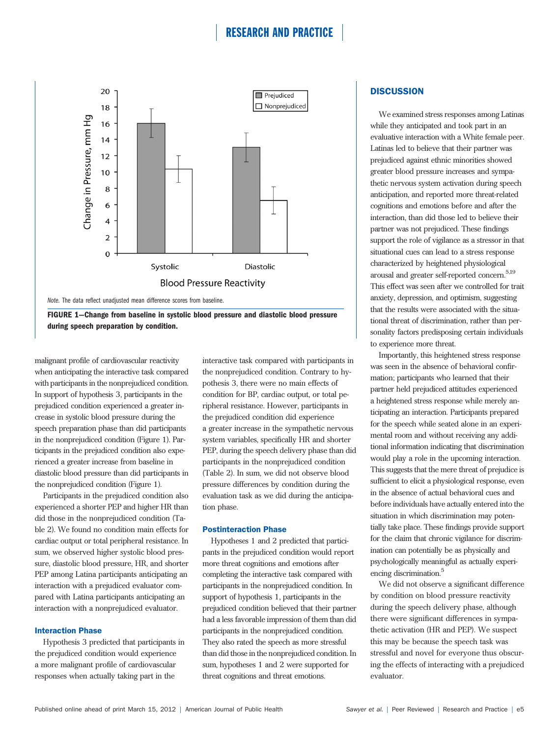20
18
16
14
12
10
8
6
4
2
0

Change in Pressure, mm Hg

Prejudiced
Nonprejudiced

Systolic
Diastolic

Blood Pressure Reactivity

*Note.* The data reflect unadjusted mean difference scores from baseline.

**FIGURE 1—Change from baseline in systolic blood pressure and diastolic blood pressure during speech preparation by condition.**

malignant profile of cardiovascular reactivity when anticipating the interactive task compared with participants in the nonprejudiced condition. In support of hypothesis 3, participants in the prejudiced condition experienced a greater increase in systolic blood pressure during the speech preparation phase than did participants in the nonprejudiced condition (Figure 1). Participants in the prejudiced condition also experienced a greater increase from baseline in diastolic blood pressure than did participants in the nonprejudiced condition (Figure 1).

Participants in the prejudiced condition also experienced a shorter PEP and higher HR than did those in the nonprejudiced condition (Table 2). We found no condition main effects for cardiac output or total peripheral resistance. In sum, we observed higher systolic blood pressure, diastolic blood pressure, HR, and shorter PEP among Latina participants anticipating an interaction with a prejudiced evaluator compared with Latina participants anticipating an interaction with a nonprejudiced evaluator.

### Interaction Phase

Hypothesis 3 predicted that participants in the prejudiced condition would experience a more malignant profile of cardiovascular responses when actually taking part in the interactive task compared with participants in the nonprejudiced condition. Contrary to hypothesis 3, there were no main effects of condition for BP, cardiac output, or total peripheral resistance. However, participants in the prejudiced condition did experience a greater increase in the sympathetic nervous system variables, specifically HR and shorter PEP, during the speech delivery phase than did participants in the nonprejudiced condition (Table 2). In sum, we did not observe blood pressure differences by condition during the evaluation task as we did during the anticipation phase.

### Postinteraction Phase

Hypotheses 1 and 2 predicted that participants in the prejudiced condition would report more threat cognitions and emotions after completing the interactive task compared with participants in the nonprejudiced condition. In support of hypothesis 1, participants in the prejudiced condition believed that their partner had a less favorable impression of them than did participants in the nonprejudiced condition. They also rated the speech as more stressful than did those in the nonprejudiced condition. In sum, hypotheses 1 and 2 were supported for threat cognitions and threat emotions.

## DISCUSSION

We examined stress responses among Latinas while they anticipated and took part in an evaluative interaction with a White female peer. Latinas led to believe that their partner was prejudiced against ethnic minorities showed greater blood pressure increases and sympathetic nervous system activation during speech anticipation, and reported more threat-related cognitions and emotions before and after the interaction, than did those led to believe their partner was not prejudiced. These findings support the role of vigilance as a stressor in that situational cues can lead to a stress response characterized by heightened physiological arousal and greater self-reported concern.[5,19] This effect was seen after we controlled for trait anxiety, depression, and optimism, suggesting that the results were associated with the situational threat of discrimination, rather than personality factors predisposing certain individuals to experience more threat.

Importantly, this heightened stress response was seen in the absence of behavioral confirmation; participants who learned that their partner held prejudiced attitudes experienced a heightened stress response while merely anticipating an interaction. Participants prepared for the speech while seated alone in an experimental room and without receiving any additional information indicating that discrimination would play a role in the upcoming interaction. This suggests that the mere threat of prejudice is sufficient to elicit a physiological response, even in the absence of actual behavioral cues and before individuals have actually entered into the situation in which discrimination may potentially take place. These findings provide support for the claim that chronic vigilance for discrimination can potentially be as physically and psychologically meaningful as actually experiencing discrimination.[5]

We did not observe a significant difference by condition on blood pressure reactivity during the speech delivery phase, although there were significant differences in sympathetic activation (HR and PEP). We suspect this may be because the speech task was stressful and novel for everyone thus obscuring the effects of interacting with a prejudiced evaluator.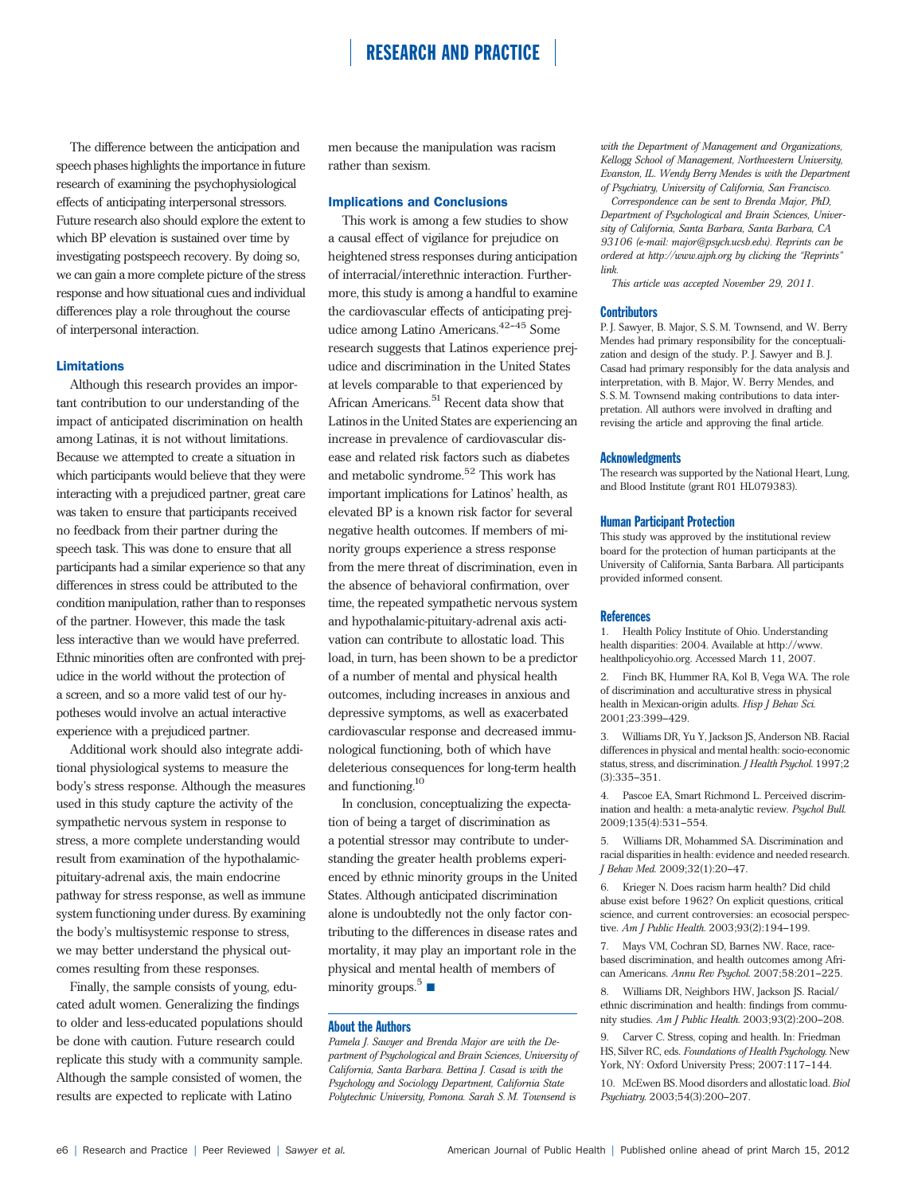The difference between the anticipation and speech phases highlights the importance in future research of examining the psychophysiological effects of anticipating interpersonal stressors. Future research also should explore the extent to which BP elevation is sustained over time by investigating postspeech recovery. By doing so, we can gain a more complete picture of the stress response and how situational cues and individual differences play a role throughout the course of interpersonal interaction.

### Limitations

Although this research provides an important contribution to our understanding of the impact of anticipated discrimination on health among Latinas, it is not without limitations. Because we attempted to create a situation in which participants would believe that they were interacting with a prejudiced partner, great care was taken to ensure that participants received no feedback from their partner during the speech task. This was done to ensure that all participants had a similar experience so that any differences in stress could be attributed to the condition manipulation, rather than to responses of the partner. However, this made the task less interactive than we would have preferred. Ethnic minorities often are confronted with prejudice in the world without the protection of a screen, and so a more valid test of our hypotheses would involve an actual interactive experience with a prejudiced partner.

Additional work should also integrate additional physiological systems to measure the body's stress response. Although the measures used in this study capture the activity of the sympathetic nervous system in response to stress, a more complete understanding would result from examination of the hypothalamic-pituitary-adrenal axis, the main endocrine pathway for stress response, as well as immune system functioning under duress. By examining the body's multisystemic response to stress, we may better understand the physical outcomes resulting from these responses.

Finally, the sample consists of young, educated adult women. Generalizing the findings to older and less-educated populations should be done with caution. Future research could replicate this study with a community sample. Although the sample consisted of women, the results are expected to replicate with Latino men because the manipulation was racism rather than sexism.

### Implications and Conclusions

This work is among a few studies to show a causal effect of vigilance for prejudice on heightened stress responses during anticipation of interracial/interethnic interaction. Furthermore, this study is among a handful to examine the cardiovascular effects of anticipating prejudice among Latino Americans.[42–45] Some research suggests that Latinos experience prejudice and discrimination in the United States at levels comparable to that experienced by African Americans.[51] Recent data show that Latinos in the United States are experiencing an increase in prevalence of cardiovascular disease and related risk factors such as diabetes and metabolic syndrome.[52] This work has important implications for Latinos' health, as elevated BP is a known risk factor for several negative health outcomes. If members of minority groups experience a stress response from the mere threat of discrimination, even in the absence of behavioral confirmation, over time, the repeated sympathetic nervous system and hypothalamic-pituitary-adrenal axis activation can contribute to allostatic load. This load, in turn, has been shown to be a predictor of a number of mental and physical health outcomes, including increases in anxious and depressive symptoms, as well as exacerbated cardiovascular response and decreased immunological functioning, both of which have deleterious consequences for long-term health and functioning.[10]

In conclusion, conceptualizing the expectation of being a target of discrimination as a potential stressor may contribute to understanding the greater health problems experienced by ethnic minority groups in the United States. Although anticipated discrimination alone is undoubtedly not the only factor contributing to the differences in disease rates and mortality, it may play an important role in the physical and mental health of members of minority groups.[5] ■

### About the Authors

*Pamela J. Sawyer and Brenda Major are with the Department of Psychological and Brain Sciences, University of California, Santa Barbara. Bettina J. Casad is with the Psychology and Sociology Department, California State Polytechnic University, Pomona. Sarah S. M. Townsend is with the Department of Management and Organizations, Kellogg School of Management, Northwestern University, Evanston, IL. Wendy Berry Mendes is with the Department of Psychiatry, University of California, San Francisco.*

*Correspondence can be sent to Brenda Major, PhD, Department of Psychological and Brain Sciences, University of California, Santa Barbara, Santa Barbara, CA 93106 (e-mail: major@psych.ucsb.edu). Reprints can be ordered at http://www.ajph.org by clicking the "Reprints" link.*

*This article was accepted November 29, 2011.*

### Contributors

P. J. Sawyer, B. Major, S. S. M. Townsend, and W. Berry Mendes had primary responsibility for the conceptualization and design of the study. P. J. Sawyer and B. J. Casad had primary responsibly for the data analysis and interpretation, with B. Major, W. Berry Mendes, and S. S. M. Townsend making contributions to data interpretation. All authors were involved in drafting and revising the article and approving the final article.

### Acknowledgments

The research was supported by the National Heart, Lung, and Blood Institute (grant R01 HL079383).

### Human Participant Protection

This study was approved by the institutional review board for the protection of human participants at the University of California, Santa Barbara. All participants provided informed consent.

### References

1. Health Policy Institute of Ohio. Understanding health disparities: 2004. Available at http://www.healthpolicyohio.org. Accessed March 11, 2007.

2. Finch BK, Hummer RA, Kol B, Vega WA. The role of discrimination and acculturative stress in physical health in Mexican-origin adults. *Hisp J Behav Sci.* 2001;23:399–429.

3. Williams DR, Yu Y, Jackson JS, Anderson NB. Racial differences in physical and mental health: socio-economic status, stress, and discrimination. *J Health Psychol.* 1997;2(3):335–351.

4. Pascoe EA, Smart Richmond L. Perceived discrimination and health: a meta-analytic review. *Psychol Bull.* 2009;135(4):531–554.

5. Williams DR, Mohammed SA. Discrimination and racial disparities in health: evidence and needed research. *J Behav Med.* 2009;32(1):20–47.

6. Krieger N. Does racism harm health? Did child abuse exist before 1962? On explicit questions, critical science, and current controversies: an ecosocial perspective. *Am J Public Health.* 2003;93(2):194–199.

7. Mays VM, Cochran SD, Barnes NW. Race, race-based discrimination, and health outcomes among African Americans. *Annu Rev Psychol.* 2007;58:201–225.

8. Williams DR, Neighbors HW, Jackson JS. Racial/ethnic discrimination and health: findings from community studies. *Am J Public Health.* 2003;93(2):200–208.

9. Carver C. Stress, coping and health. In: Friedman HS, Silver RC, eds. *Foundations of Health Psychology.* New York, NY: Oxford University Press; 2007:117–144.

10. McEwen BS. Mood disorders and allostatic load. *Biol Psychiatry.* 2003;54(3):200–207.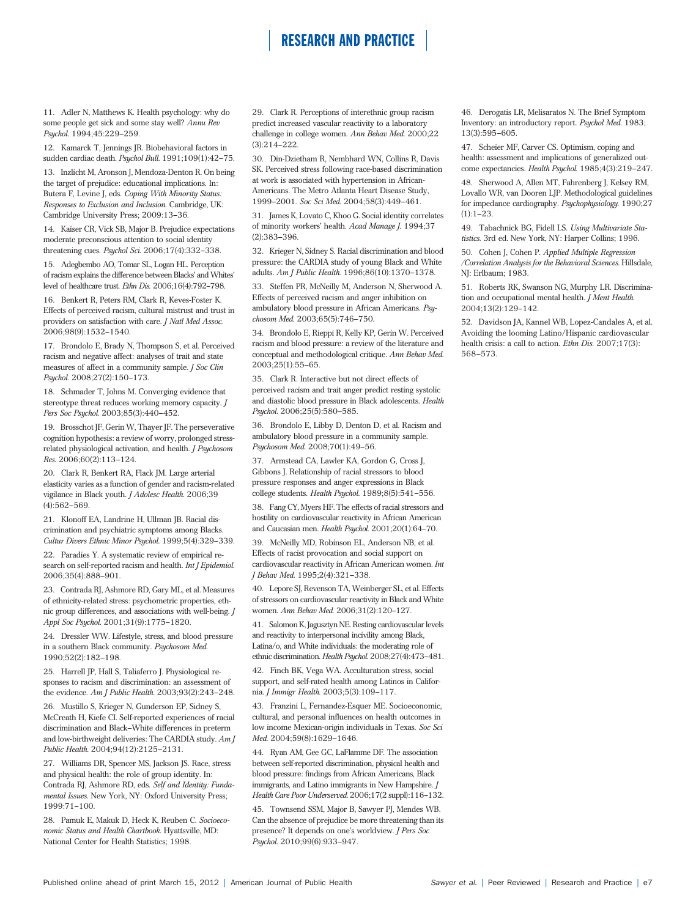11. Adler N, Matthews K. Health psychology: why do some people get sick and some stay well? *Annu Rev Psychol.* 1994;45:229–259.

12. Kamarck T, Jennings JR. Biobehavioral factors in sudden cardiac death. *Psychol Bull.* 1991;109(1):42–75.

13. Inzlicht M, Aronson J, Mendoza-Denton R. On being the target of prejudice: educational implications. In: Butera F, Levine J, eds. *Coping With Minority Status: Responses to Exclusion and Inclusion.* Cambridge, UK: Cambridge University Press; 2009:13–36.

14. Kaiser CR, Vick SB, Major B. Prejudice expectations moderate preconscious attention to social identity threatening cues. *Psychol Sci.* 2006;17(4):332–338.

15. Adegbembo AO, Tomar SL, Logan HL. Perception of racism explains the difference between Blacks' and Whites' level of healthcare trust. *Ethn Dis.* 2006;16(4):792–798.

16. Benkert R, Peters RM, Clark R, Keves-Foster K. Effects of perceived racism, cultural mistrust and trust in providers on satisfaction with care. *J Natl Med Assoc.* 2006;98(9):1532–1540.

17. Brondolo E, Brady N, Thompson S, et al. Perceived racism and negative affect: analyses of trait and state measures of affect in a community sample. *J Soc Clin Psychol.* 2008;27(2):150–173.

18. Schmader T, Johns M. Converging evidence that stereotype threat reduces working memory capacity. *J Pers Soc Psychol.* 2003;85(3):440–452.

19. Brosschot JF, Gerin W, Thayer JF. The perseverative cognition hypothesis: a review of worry, prolonged stress-related physiological activation, and health. *J Psychosom Res.* 2006;60(2):113–124.

20. Clark R, Benkert RA, Flack JM. Large arterial elasticity varies as a function of gender and racism-related vigilance in Black youth. *J Adolesc Health.* 2006;39(4):562–569.

21. Klonoff EA, Landrine H, Ullman JB. Racial discrimination and psychiatric symptoms among Blacks. *Cultur Divers Ethnic Minor Psychol.* 1999;5(4):329–339.

22. Paradies Y. A systematic review of empirical research on self-reported racism and health. *Int J Epidemiol.* 2006;35(4):888–901.

23. Contrada RJ, Ashmore RD, Gary ML, et al. Measures of ethnicity-related stress: psychometric properties, ethnic group differences, and associations with well-being. *J Appl Soc Psychol.* 2001;31(9):1775–1820.

24. Dressler WW. Lifestyle, stress, and blood pressure in a southern Black community. *Psychosom Med.* 1990;52(2):182–198.

25. Harrell JP, Hall S, Taliaferro J. Physiological responses to racism and discrimination: an assessment of the evidence. *Am J Public Health.* 2003;93(2):243–248.

26. Mustillo S, Krieger N, Gunderson EP, Sidney S, McCreath H, Kiefe CI. Self-reported experiences of racial discrimination and Black–White differences in preterm and low-birthweight deliveries: The CARDIA study. *Am J Public Health.* 2004;94(12):2125–2131.

27. Williams DR, Spencer MS, Jackson JS. Race, stress and physical health: the role of group identity. In: Contrada RJ, Ashmore RD, eds. *Self and Identity: Fundamental Issues.* New York, NY: Oxford University Press; 1999:71–100.

28. Pamuk E, Makuk D, Heck K, Reuben C. *Socioeconomic Status and Health Chartbook.* Hyattsville, MD: National Center for Health Statistics; 1998.

29. Clark R. Perceptions of interethnic group racism predict increased vascular reactivity to a laboratory challenge in college women. *Ann Behav Med.* 2000;22(3):214–222.

30. Din-Dzietham R, Nembhard WN, Collins R, Davis SK. Perceived stress following race-based discrimination at work is associated with hypertension in African-Americans. The Metro Atlanta Heart Disease Study, 1999–2001. *Soc Sci Med.* 2004;58(3):449–461.

31. James K, Lovato C, Khoo G. Social identity correlates of minority workers' health. *Acad Manage J.* 1994;37(2):383–396.

32. Krieger N, Sidney S. Racial discrimination and blood pressure: the CARDIA study of young Black and White adults. *Am J Public Health.* 1996;86(10):1370–1378.

33. Steffen PR, McNeilly M, Anderson N, Sherwood A. Effects of perceived racism and anger inhibition on ambulatory blood pressure in African Americans. *Psychosom Med.* 2003;65(5):746–750.

34. Brondolo E, Rieppi R, Kelly KP, Gerin W. Perceived racism and blood pressure: a review of the literature and conceptual and methodological critique. *Ann Behav Med.* 2003;25(1):55–65.

35. Clark R. Interactive but not direct effects of perceived racism and trait anger predict resting systolic and diastolic blood pressure in Black adolescents. *Health Psychol.* 2006;25(5):580–585.

36. Brondolo E, Libby D, Denton D, et al. Racism and ambulatory blood pressure in a community sample. *Psychosom Med.* 2008;70(1):49–56.

37. Armstead CA, Lawler KA, Gordon G, Cross J, Gibbons J. Relationship of racial stressors to blood pressure responses and anger expressions in Black college students. *Health Psychol.* 1989;8(5):541–556.

38. Fang CY, Myers HF. The effects of racial stressors and hostility on cardiovascular reactivity in African American and Caucasian men. *Health Psychol.* 2001;20(1):64–70.

39. McNeilly MD, Robinson EL, Anderson NB, et al. Effects of racist provocation and social support on cardiovascular reactivity in African American women. *Int J Behav Med.* 1995;2(4):321–338.

40. Lepore SJ, Revenson TA, Weinberger SL, et al. Effects of stressors on cardiovascular reactivity in Black and White women. *Ann Behav Med.* 2006;31(2):120–127.

41. Salomon K, Jagusztyn NE. Resting cardiovascular levels and reactivity to interpersonal incivility among Black, Latina/o, and White individuals: the moderating role of ethnic discrimination. *Health Psychol.* 2008;27(4):473–481.

42. Finch BK, Vega WA. Acculturation stress, social support, and self-rated health among Latinos in California. *J Immigr Health.* 2003;5(3):109–117.

43. Franzini L, Fernandez-Esquer ME. Socioeconomic, cultural, and personal influences on health outcomes in low income Mexican-origin individuals in Texas. *Soc Sci Med.* 2004;59(8):1629–1646.

44. Ryan AM, Gee GC, LaFlamme DF. The association between self-reported discrimination, physical health and blood pressure: findings from African Americans, Black immigrants, and Latino immigrants in New Hampshire. *J Health Care Poor Underserved.* 2006;17(2 suppl):116–132.

45. Townsend SSM, Major B, Sawyer PJ, Mendes WB. Can the absence of prejudice be more threatening than its presence? It depends on one's worldview. *J Pers Soc Psychol.* 2010;99(6):933–947.

46. Derogatis LR, Melisaratos N. The Brief Symptom Inventory: an introductory report. *Psychol Med.* 1983;13(3):595–605.

47. Scheier MF, Carver CS. Optimism, coping and health: assessment and implications of generalized outcome expectancies. *Health Psychol.* 1985;4(3):219–247.

48. Sherwood A, Allen MT, Fahrenberg J, Kelsey RM, Lovallo WR, van Dooren LJP. Methodological guidelines for impedance cardiography. *Psychophysiology.* 1990;27(1):1–23.

49. Tabachnick BG, Fidell LS. *Using Multivariate Statistics.* 3rd ed. New York, NY: Harper Collins; 1996.

50. Cohen J, Cohen P. *Applied Multiple Regression /Correlation Analysis for the Behavioral Sciences.* Hillsdale, NJ: Erlbaum; 1983.

51. Roberts RK, Swanson NG, Murphy LR. Discrimination and occupational mental health. *J Ment Health.* 2004;13(2):129–142.

52. Davidson JA, Kannel WB, Lopez-Candales A, et al. Avoiding the looming Latino/Hispanic cardiovascular health crisis: a call to action. *Ethn Dis.* 2007;17(3):568–573.